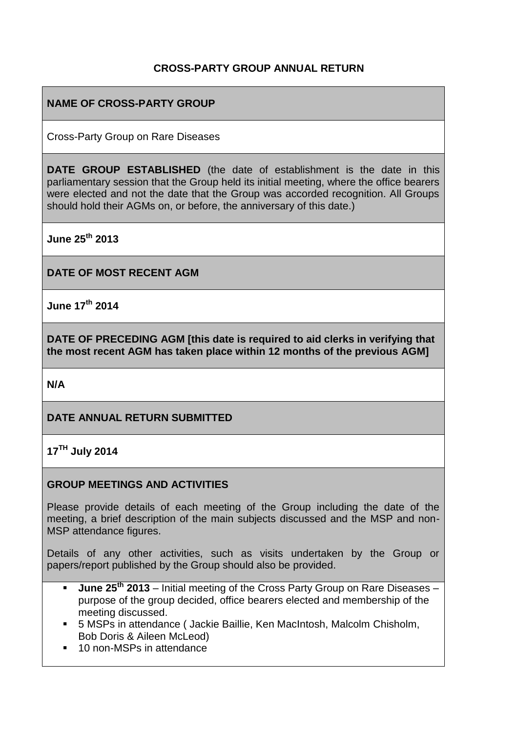# CROSS-PARTY GROUP ANNUAL RETURN

## NAME OF CROSS-PARTY GROUP

Cross-Party Group on Rare Diseases

## DATE GROUP ESTABLISHED

**DATE GROUP ESTABLISHED** (the date of establishment is the date in this parliamentary session that the Group held its initial meeting, where the office bearers were elected and not the date that the Group was accorded recognition. All Groups should hold their AGMs on, or before, the anniversary of this date.)

**June 25th 2013**

## DATE OF MOST RECENT AGM

**June 17th 2014**

## DATE OF PRECEDING AGM

**DATE OF PRECEDING AGM [this date is required to aid clerks in verifying that the most recent AGM has taken place within 12 months of the previous AGM]**

**N/A**

## DATE ANNUAL RETURN SUBMITTED

**17TH July 2014**

## GROUP MEETINGS AND ACTIVITIES

Please provide details of each meeting of the Group including the date of the meeting, a brief description of the main subjects discussed and the MSP and non-MSP attendance figures.

Details of any other activities, such as visits undertaken by the Group or papers/report published by the Group should also be provided.

- **June 25th 2013** – Initial meeting of the Cross Party Group on Rare Diseases – purpose of the group decided, office bearers elected and membership of the meeting discussed.
- 5 MSPs in attendance ( Jackie Baillie, Ken MacIntosh, Malcolm Chisholm, Bob Doris & Aileen McLeod)
- 10 non-MSPs in attendance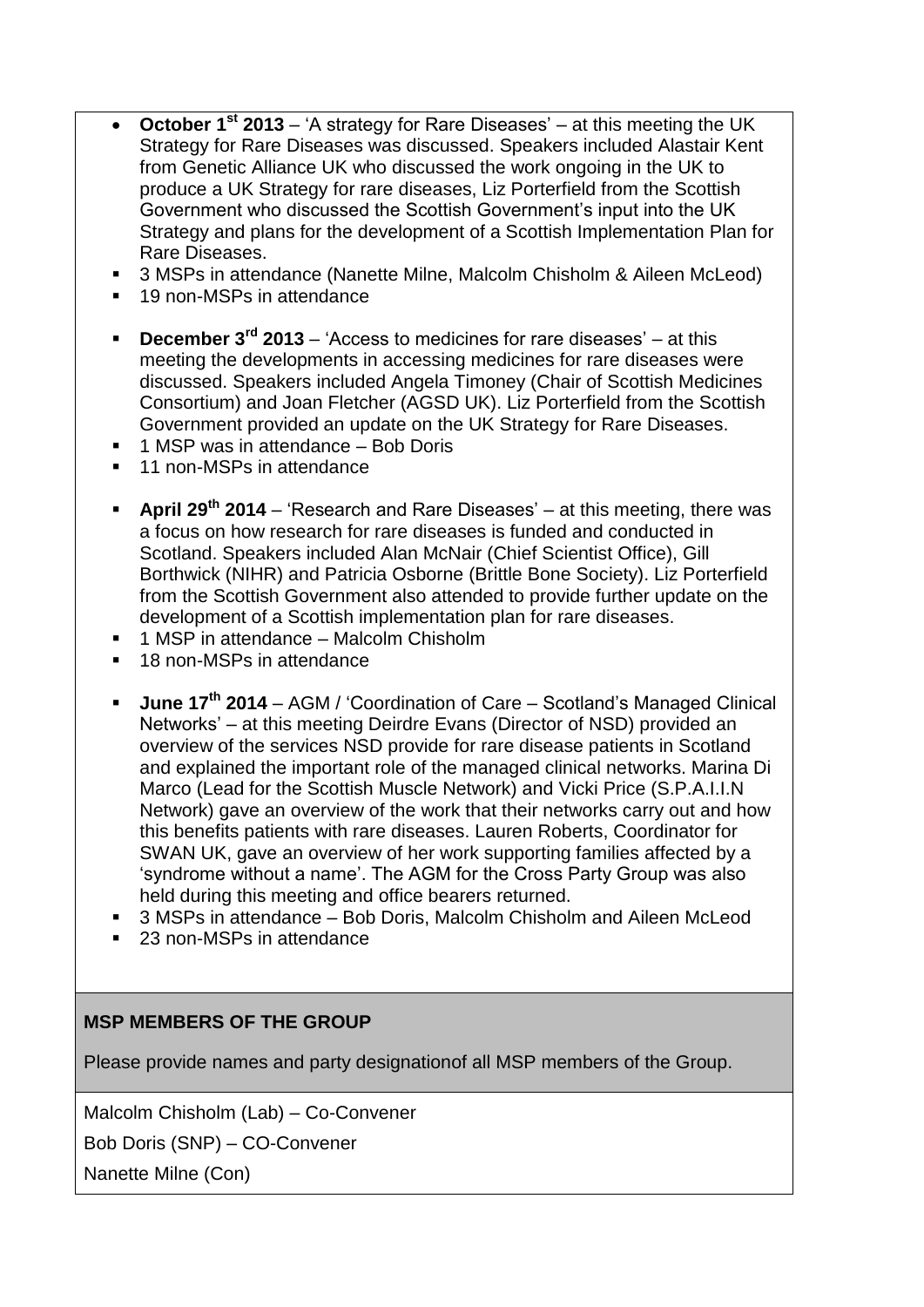- **October 1st 2013** – 'A strategy for Rare Diseases' – at this meeting the UK Strategy for Rare Diseases was discussed. Speakers included Alastair Kent from Genetic Alliance UK who discussed the work ongoing in the UK to produce a UK Strategy for rare diseases, Liz Porterfield from the Scottish Government who discussed the Scottish Government's input into the UK Strategy and plans for the development of a Scottish Implementation Plan for Rare Diseases.
- 3 MSPs in attendance (Nanette Milne, Malcolm Chisholm & Aileen McLeod)
- 19 non-MSPs in attendance

- **December 3rd 2013** – 'Access to medicines for rare diseases' – at this meeting the developments in accessing medicines for rare diseases were discussed. Speakers included Angela Timoney (Chair of Scottish Medicines Consortium) and Joan Fletcher (AGSD UK). Liz Porterfield from the Scottish Government provided an update on the UK Strategy for Rare Diseases.
- 1 MSP was in attendance – Bob Doris
- 11 non-MSPs in attendance

- **April 29th 2014** – 'Research and Rare Diseases' – at this meeting, there was a focus on how research for rare diseases is funded and conducted in Scotland. Speakers included Alan McNair (Chief Scientist Office), Gill Borthwick (NIHR) and Patricia Osborne (Brittle Bone Society). Liz Porterfield from the Scottish Government also attended to provide further update on the development of a Scottish implementation plan for rare diseases.
- 1 MSP in attendance – Malcolm Chisholm
- 18 non-MSPs in attendance

- **June 17th 2014** – AGM / 'Coordination of Care – Scotland's Managed Clinical Networks' – at this meeting Deirdre Evans (Director of NSD) provided an overview of the services NSD provide for rare disease patients in Scotland and explained the important role of the managed clinical networks. Marina Di Marco (Lead for the Scottish Muscle Network) and Vicki Price (S.P.A.I.I.N Network) gave an overview of the work that their networks carry out and how this benefits patients with rare diseases. Lauren Roberts, Coordinator for SWAN UK, gave an overview of her work supporting families affected by a 'syndrome without a name'. The AGM for the Cross Party Group was also held during this meeting and office bearers returned.
- 3 MSPs in attendance – Bob Doris, Malcolm Chisholm and Aileen McLeod
- 23 non-MSPs in attendance

**MSP MEMBERS OF THE GROUP**

Please provide names and party designationof all MSP members of the Group.

Malcolm Chisholm (Lab) – Co-Convener

Bob Doris (SNP) – CO-Convener

Nanette Milne (Con)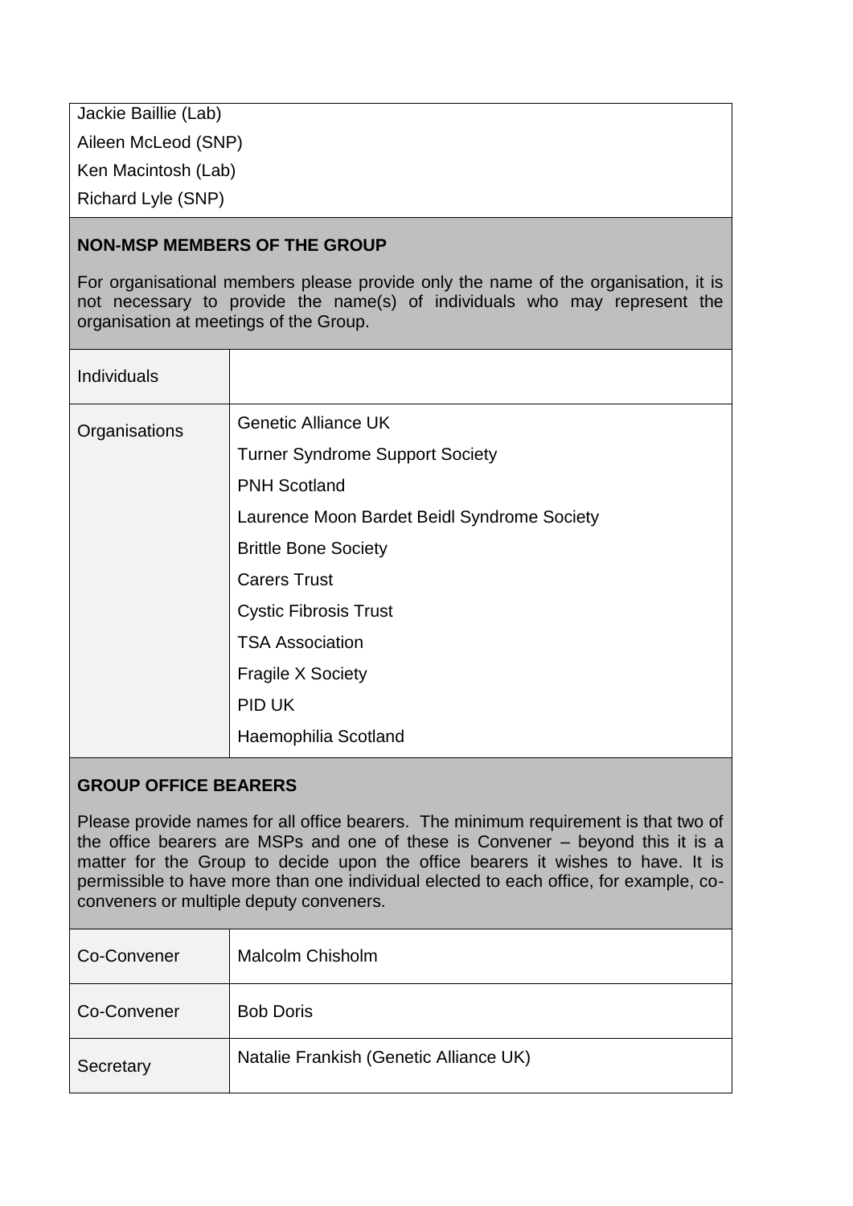Jackie Baillie (Lab)

Aileen McLeod (SNP)

Ken Macintosh (Lab)

Richard Lyle (SNP)

**NON-MSP MEMBERS OF THE GROUP**

For organisational members please provide only the name of the organisation, it is not necessary to provide the name(s) of individuals who may represent the organisation at meetings of the Group.

| | |
|---|---|
| Individuals | |
| Organisations | Genetic Alliance UK<br>Turner Syndrome Support Society<br>PNH Scotland<br>Laurence Moon Bardet Beidl Syndrome Society<br>Brittle Bone Society<br>Carers Trust<br>Cystic Fibrosis Trust<br>TSA Association<br>Fragile X Society<br>PID UK<br>Haemophilia Scotland |

**GROUP OFFICE BEARERS**

Please provide names for all office bearers. The minimum requirement is that two of the office bearers are MSPs and one of these is Convener – beyond this it is a matter for the Group to decide upon the office bearers it wishes to have. It is permissible to have more than one individual elected to each office, for example, co-conveners or multiple deputy conveners.

| | |
|---|---|
| Co-Convener | Malcolm Chisholm |
| Co-Convener | Bob Doris |
| Secretary | Natalie Frankish (Genetic Alliance UK) |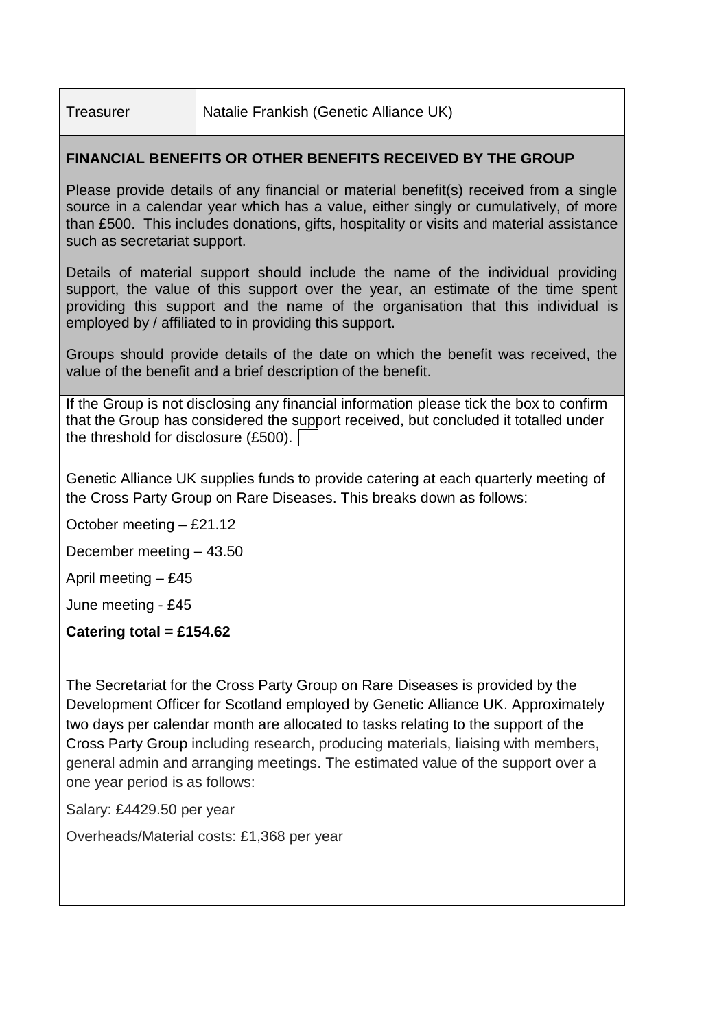| Treasurer | Natalie Frankish (Genetic Alliance UK) |
|---|---|

**FINANCIAL BENEFITS OR OTHER BENEFITS RECEIVED BY THE GROUP**

Please provide details of any financial or material benefit(s) received from a single source in a calendar year which has a value, either singly or cumulatively, of more than £500. This includes donations, gifts, hospitality or visits and material assistance such as secretariat support.

Details of material support should include the name of the individual providing support, the value of this support over the year, an estimate of the time spent providing this support and the name of the organisation that this individual is employed by / affiliated to in providing this support.

Groups should provide details of the date on which the benefit was received, the value of the benefit and a brief description of the benefit.

If the Group is not disclosing any financial information please tick the box to confirm that the Group has considered the support received, but concluded it totalled under the threshold for disclosure (£500). ☐

Genetic Alliance UK supplies funds to provide catering at each quarterly meeting of the Cross Party Group on Rare Diseases. This breaks down as follows:

October meeting – £21.12

December meeting – 43.50

April meeting – £45

June meeting - £45

**Catering total = £154.62**

The Secretariat for the Cross Party Group on Rare Diseases is provided by the Development Officer for Scotland employed by Genetic Alliance UK. Approximately two days per calendar month are allocated to tasks relating to the support of the Cross Party Group including research, producing materials, liaising with members, general admin and arranging meetings. The estimated value of the support over a one year period is as follows:

Salary: £4429.50 per year

Overheads/Material costs: £1,368 per year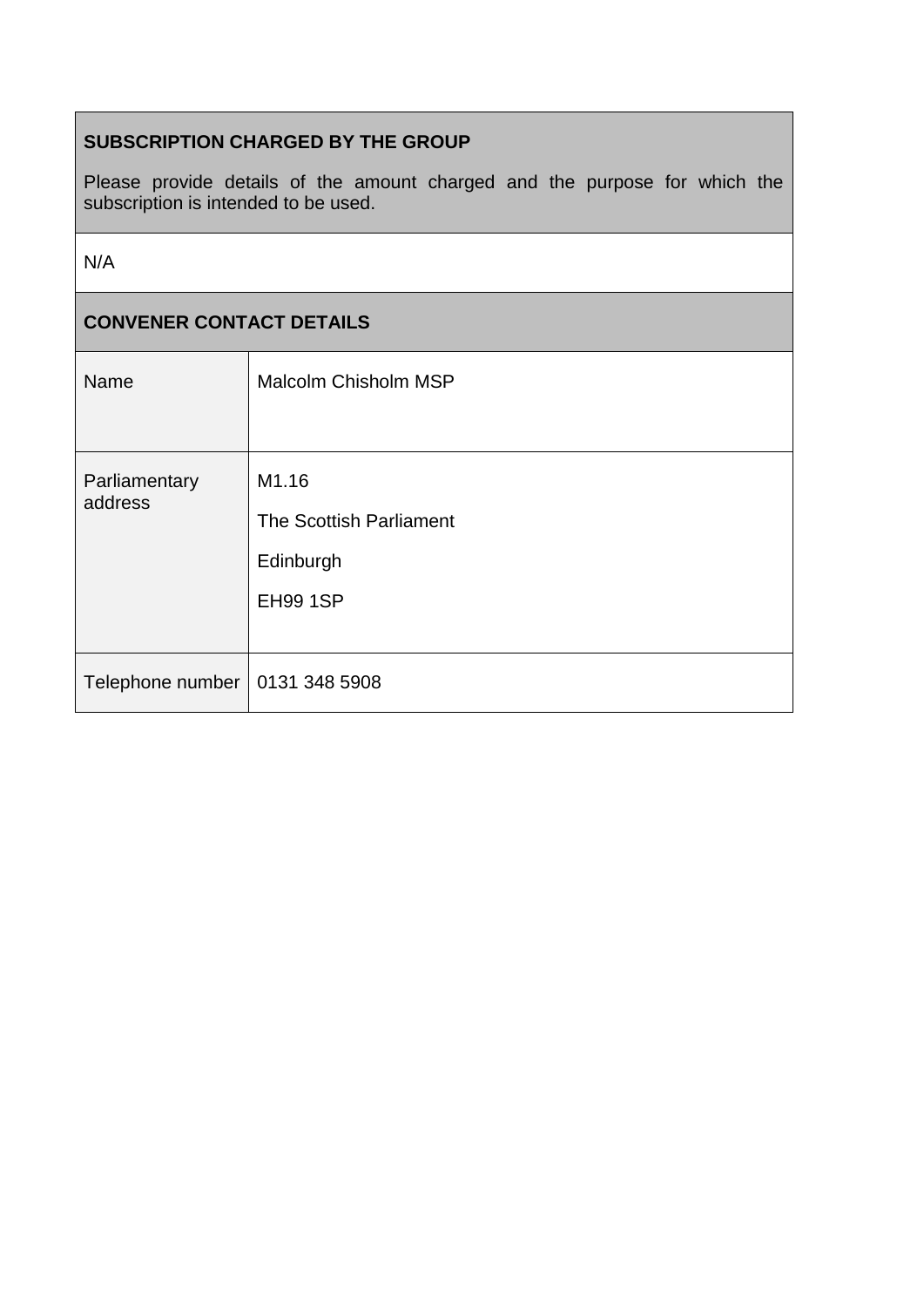| **SUBSCRIPTION CHARGED BY THE GROUP**<br><br>Please provide details of the amount charged and the purpose for which the subscription is intended to be used. | |
|---|---|
| N/A | |
| **CONVENER CONTACT DETAILS** | |
| Name | Malcolm Chisholm MSP |
| Parliamentary address | M1.16<br><br>The Scottish Parliament<br><br>Edinburgh<br><br>EH99 1SP |
| Telephone number | 0131 348 5908 |